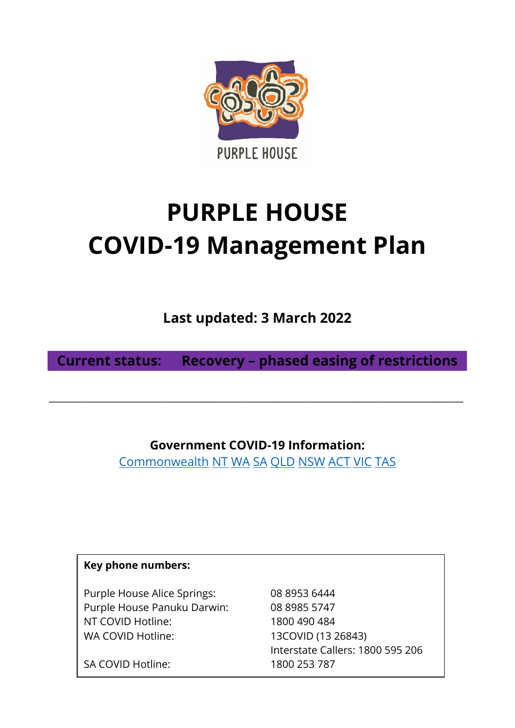PURPLE HOUSE

# PURPLE HOUSE
# COVID-19 Management Plan

**Last updated: 3 March 2022**

**Current status: Recovery – phased easing of restrictions**

---

**Government COVID-19 Information:**
Commonwealth NT WA SA QLD NSW ACT VIC TAS

**Key phone numbers:**

| | |
|---|---|
| Purple House Alice Springs: | 08 8953 6444 |
| Purple House Panuku Darwin: | 08 8985 5747 |
| NT COVID Hotline: | 1800 490 484 |
| WA COVID Hotline: | 13COVID (13 26843)<br>Interstate Callers: 1800 595 206 |
| SA COVID Hotline: | 1800 253 787 |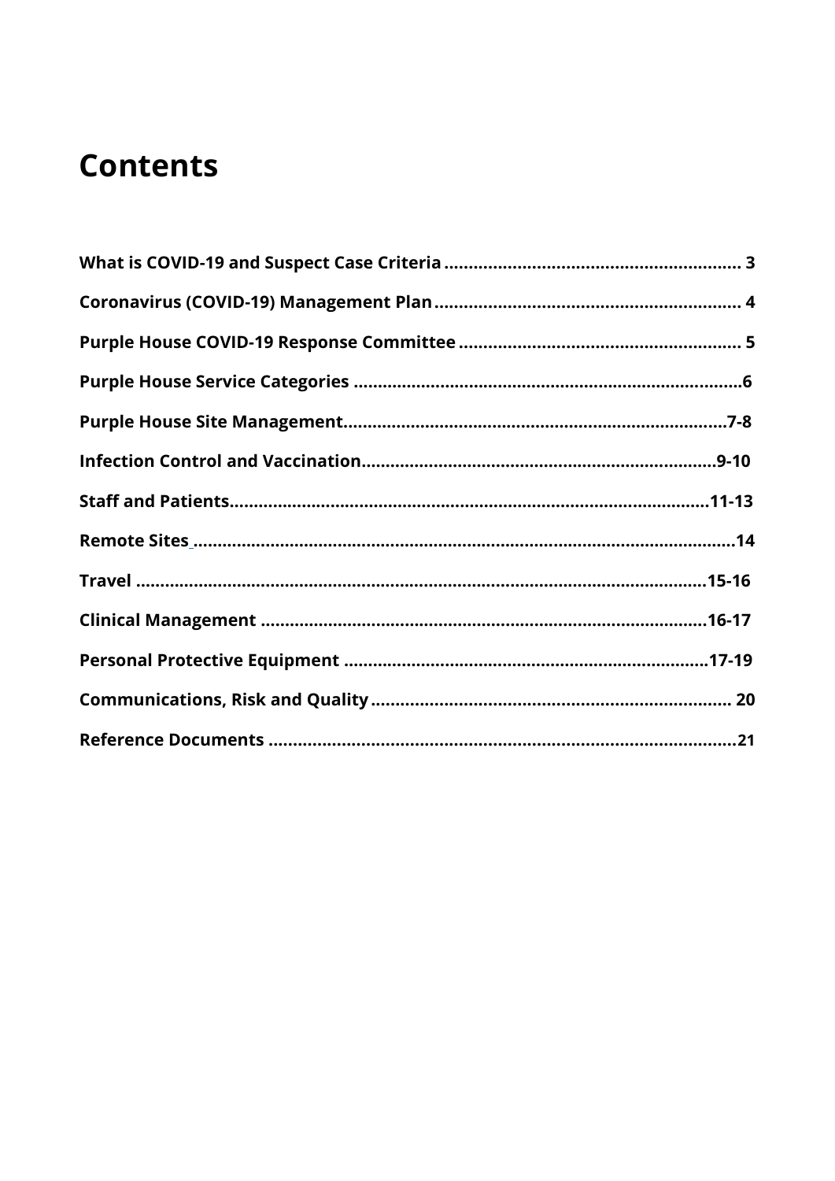# Contents

**What is COVID-19 and Suspect Case Criteria** ........................................................... 3

**Coronavirus (COVID-19) Management Plan** ............................................................. 4

**Purple House COVID-19 Response Committee** ......................................................... 5

**Purple House Service Categories** ............................................................................... 6

**Purple House Site Management** .............................................................................. 7-8

**Infection Control and Vaccination** .......................................................................... 9-10

**Staff and Patients** .................................................................................................... 11-13

**Remote Sites** ................................................................................................................ 14

**Travel** .......................................................................................................................... 15-16

**Clinical Management** ................................................................................................ 16-17

**Personal Protective Equipment** ............................................................................ 17-19

**Communications, Risk and Quality** ......................................................................... 20

**Reference Documents** ................................................................................................. 21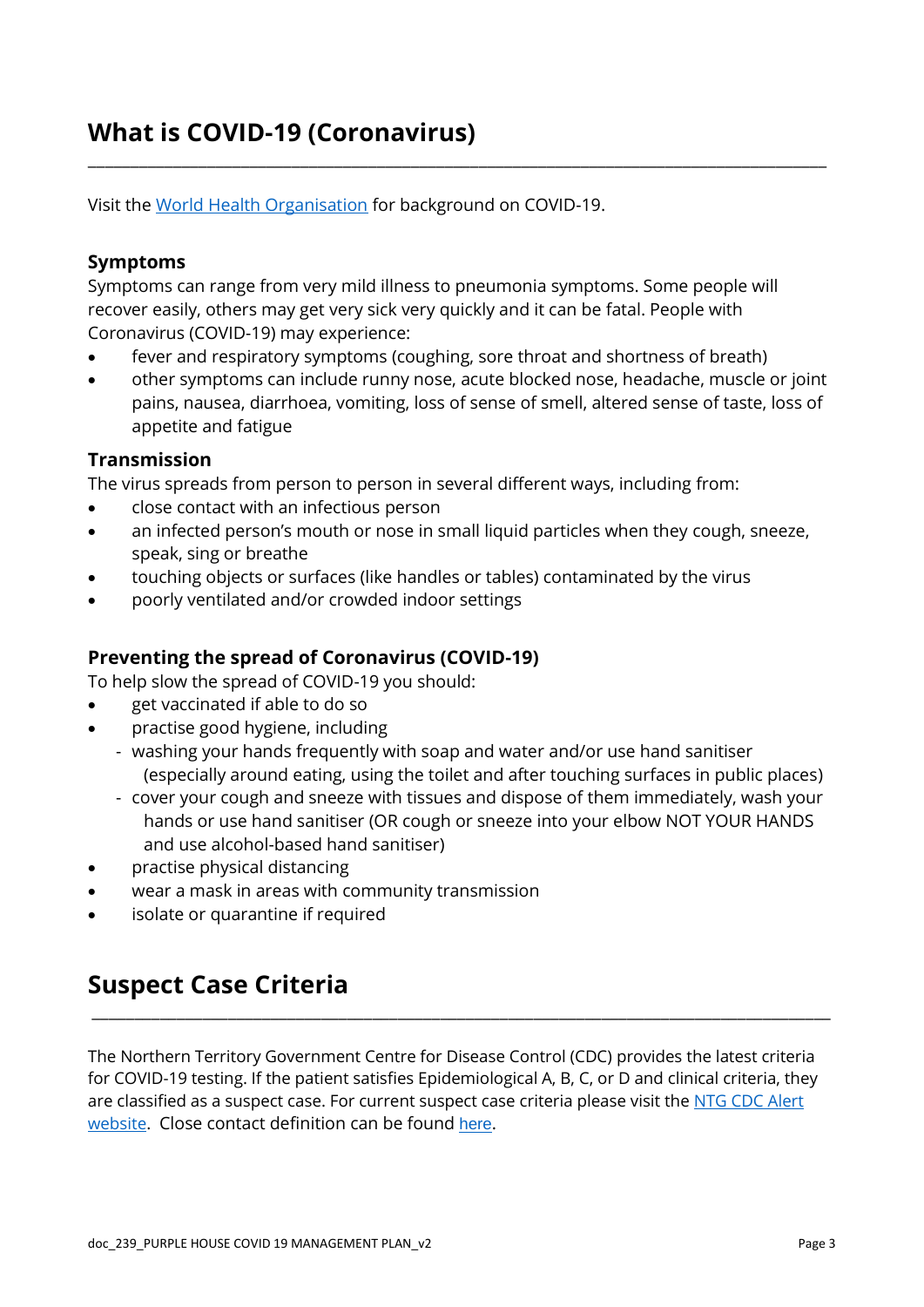# What is COVID-19 (Coronavirus)

Visit the [World Health Organisation](#) for background on COVID-19.

### Symptoms

Symptoms can range from very mild illness to pneumonia symptoms. Some people will recover easily, others may get very sick very quickly and it can be fatal. People with Coronavirus (COVID-19) may experience:

- fever and respiratory symptoms (coughing, sore throat and shortness of breath)
- other symptoms can include runny nose, acute blocked nose, headache, muscle or joint pains, nausea, diarrhoea, vomiting, loss of sense of smell, altered sense of taste, loss of appetite and fatigue

### Transmission

The virus spreads from person to person in several different ways, including from:

- close contact with an infectious person
- an infected person's mouth or nose in small liquid particles when they cough, sneeze, speak, sing or breathe
- touching objects or surfaces (like handles or tables) contaminated by the virus
- poorly ventilated and/or crowded indoor settings

### Preventing the spread of Coronavirus (COVID-19)

To help slow the spread of COVID-19 you should:

- get vaccinated if able to do so
- practise good hygiene, including
  - washing your hands frequently with soap and water and/or use hand sanitiser (especially around eating, using the toilet and after touching surfaces in public places)
  - cover your cough and sneeze with tissues and dispose of them immediately, wash your hands or use hand sanitiser (OR cough or sneeze into your elbow NOT YOUR HANDS and use alcohol-based hand sanitiser)
- practise physical distancing
- wear a mask in areas with community transmission
- isolate or quarantine if required

# Suspect Case Criteria

The Northern Territory Government Centre for Disease Control (CDC) provides the latest criteria for COVID-19 testing. If the patient satisfies Epidemiological A, B, C, or D and clinical criteria, they are classified as a suspect case. For current suspect case criteria please visit the [NTG CDC Alert website](#). Close contact definition can be found [here](#).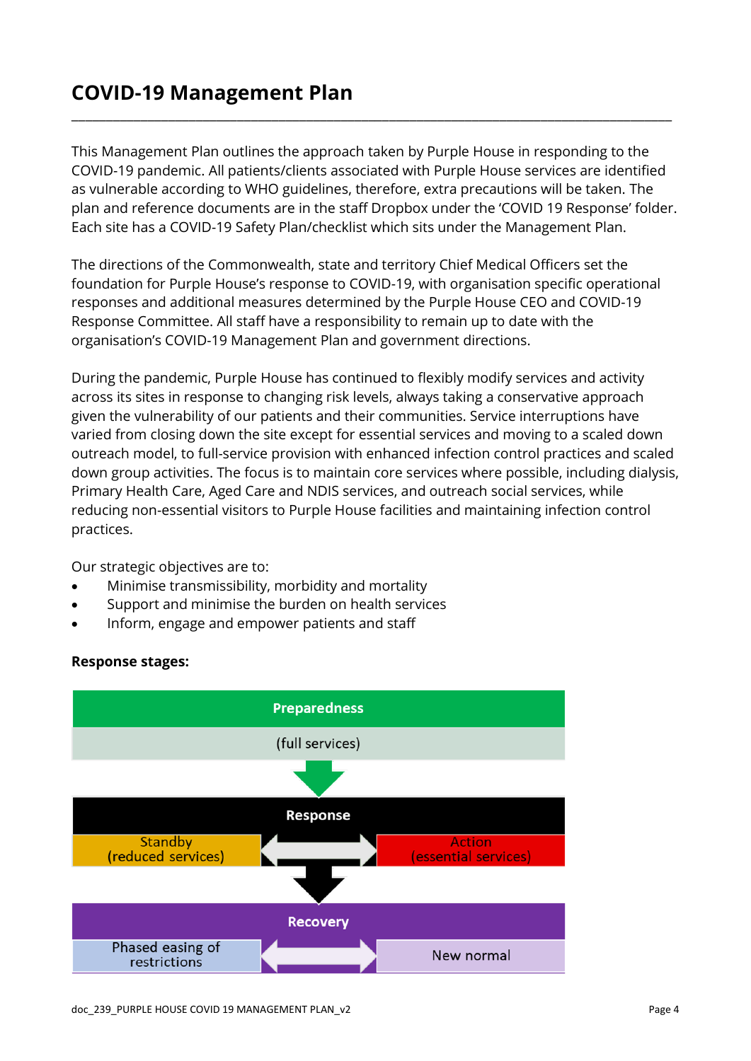# COVID-19 Management Plan

This Management Plan outlines the approach taken by Purple House in responding to the COVID-19 pandemic. All patients/clients associated with Purple House services are identified as vulnerable according to WHO guidelines, therefore, extra precautions will be taken. The plan and reference documents are in the staff Dropbox under the 'COVID 19 Response' folder. Each site has a COVID-19 Safety Plan/checklist which sits under the Management Plan.

The directions of the Commonwealth, state and territory Chief Medical Officers set the foundation for Purple House's response to COVID-19, with organisation specific operational responses and additional measures determined by the Purple House CEO and COVID-19 Response Committee. All staff have a responsibility to remain up to date with the organisation's COVID-19 Management Plan and government directions.

During the pandemic, Purple House has continued to flexibly modify services and activity across its sites in response to changing risk levels, always taking a conservative approach given the vulnerability of our patients and their communities. Service interruptions have varied from closing down the site except for essential services and moving to a scaled down outreach model, to full-service provision with enhanced infection control practices and scaled down group activities. The focus is to maintain core services where possible, including dialysis, Primary Health Care, Aged Care and NDIS services, and outreach social services, while reducing non-essential visitors to Purple House facilities and maintaining infection control practices.

Our strategic objectives are to:

- Minimise transmissibility, morbidity and mortality
- Support and minimise the burden on health services
- Inform, engage and empower patients and staff

**Response stages:**

**Preparedness**
(full services)

↓

**Response**
Standby (reduced services) ↔ Action (essential services)

↓

**Recovery**
Phased easing of restrictions ↔ New normal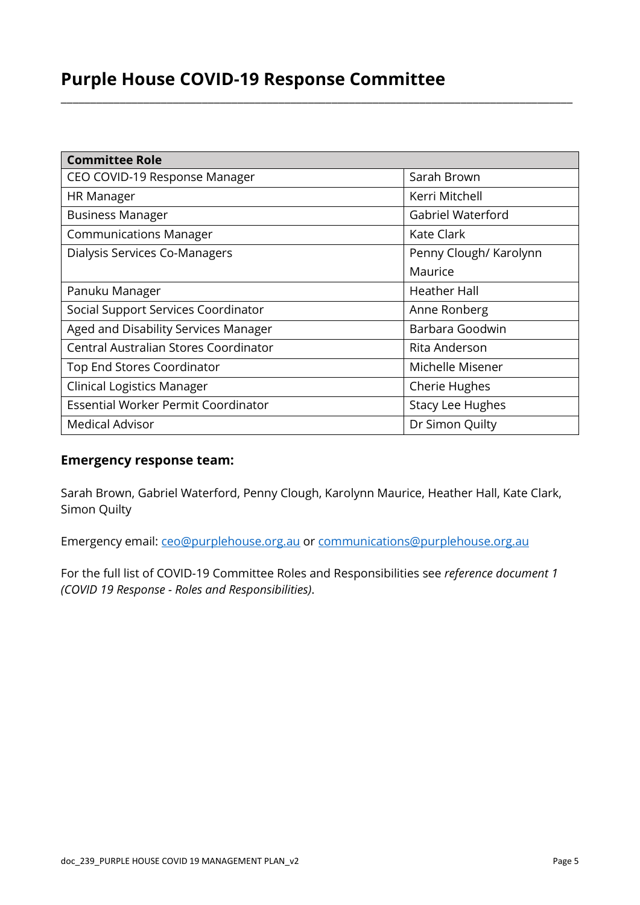# Purple House COVID-19 Response Committee

| Committee Role | |
|---|---|
| CEO COVID-19 Response Manager | Sarah Brown |
| HR Manager | Kerri Mitchell |
| Business Manager | Gabriel Waterford |
| Communications Manager | Kate Clark |
| Dialysis Services Co-Managers | Penny Clough/ Karolynn Maurice |
| Panuku Manager | Heather Hall |
| Social Support Services Coordinator | Anne Ronberg |
| Aged and Disability Services Manager | Barbara Goodwin |
| Central Australian Stores Coordinator | Rita Anderson |
| Top End Stores Coordinator | Michelle Misener |
| Clinical Logistics Manager | Cherie Hughes |
| Essential Worker Permit Coordinator | Stacy Lee Hughes |
| Medical Advisor | Dr Simon Quilty |

### Emergency response team:

Sarah Brown, Gabriel Waterford, Penny Clough, Karolynn Maurice, Heather Hall, Kate Clark, Simon Quilty

Emergency email: ceo@purplehouse.org.au or communications@purplehouse.org.au

For the full list of COVID-19 Committee Roles and Responsibilities see *reference document 1 (COVID 19 Response - Roles and Responsibilities)*.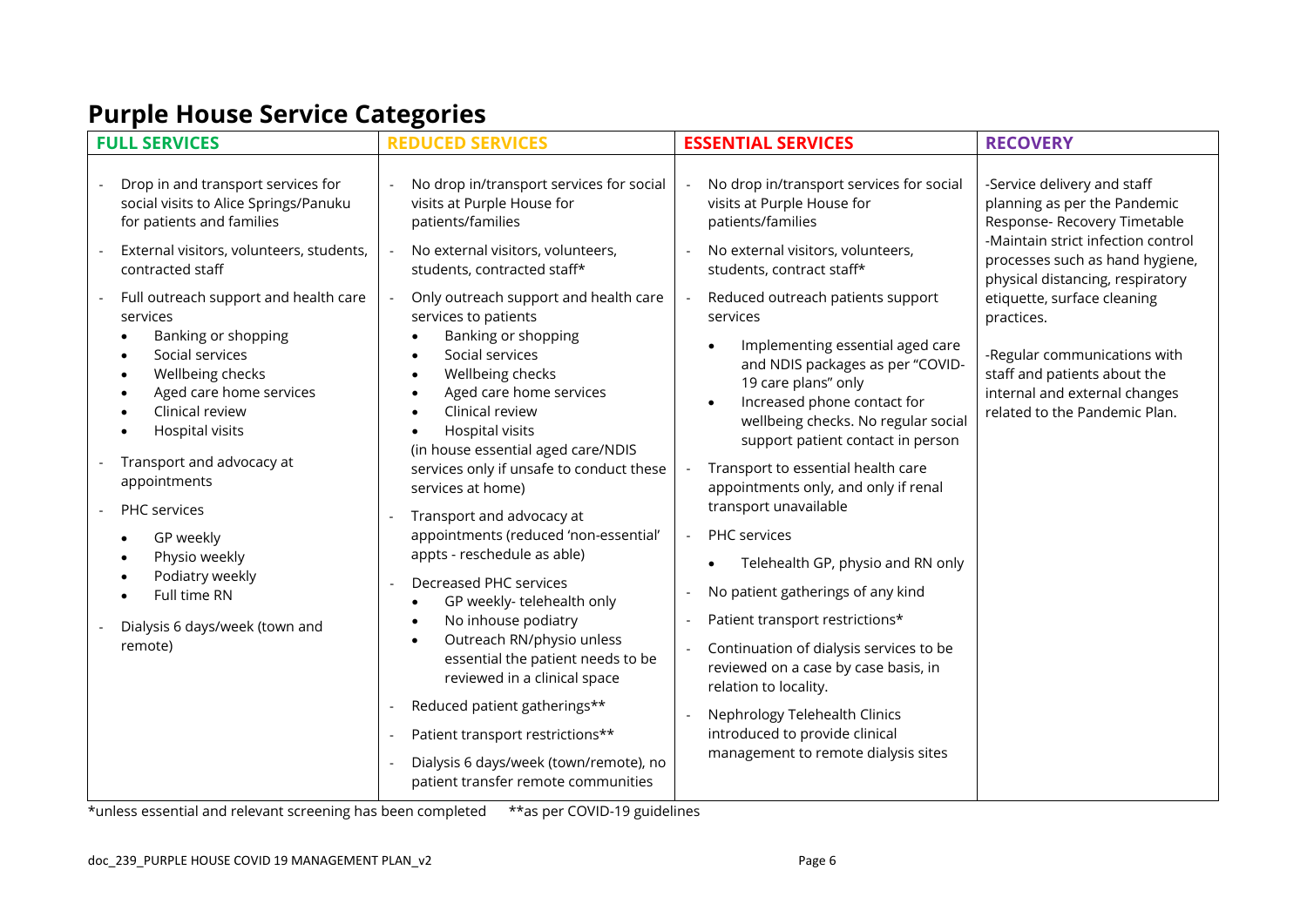# Purple House Service Categories

| FULL SERVICES | REDUCED SERVICES | ESSENTIAL SERVICES | RECOVERY |
|---|---|---|---|
| - Drop in and transport services for social visits to Alice Springs/Panuku for patients and families<br>- External visitors, volunteers, students, contracted staff<br>- Full outreach support and health care services<br>• Banking or shopping<br>• Social services<br>• Wellbeing checks<br>• Aged care home services<br>• Clinical review<br>• Hospital visits<br>- Transport and advocacy at appointments<br>- PHC services<br>• GP weekly<br>• Physio weekly<br>• Podiatry weekly<br>• Full time RN<br>- Dialysis 6 days/week (town and remote) | - No drop in/transport services for social visits at Purple House for patients/families<br>- No external visitors, volunteers, students, contracted staff*<br>- Only outreach support and health care services to patients<br>• Banking or shopping<br>• Social services<br>• Wellbeing checks<br>• Aged care home services<br>• Clinical review<br>• Hospital visits<br>(in house essential aged care/NDIS services only if unsafe to conduct these services at home)<br>- Transport and advocacy at appointments (reduced 'non-essential' appts - reschedule as able)<br>- Decreased PHC services<br>• GP weekly- telehealth only<br>• No inhouse podiatry<br>• Outreach RN/physio unless essential the patient needs to be reviewed in a clinical space<br>- Reduced patient gatherings**<br>- Patient transport restrictions**<br>- Dialysis 6 days/week (town/remote), no patient transfer remote communities | - No drop in/transport services for social visits at Purple House for patients/families<br>- No external visitors, volunteers, students, contract staff*<br>- Reduced outreach patients support services<br>• Implementing essential aged care and NDIS packages as per "COVID-19 care plans" only<br>• Increased phone contact for wellbeing checks. No regular social support patient contact in person<br>- Transport to essential health care appointments only, and only if renal transport unavailable<br>- PHC services<br>• Telehealth GP, physio and RN only<br>- No patient gatherings of any kind<br>- Patient transport restrictions*<br>- Continuation of dialysis services to be reviewed on a case by case basis, in relation to locality.<br>- Nephrology Telehealth Clinics introduced to provide clinical management to remote dialysis sites | -Service delivery and staff planning as per the Pandemic Response- Recovery Timetable<br>-Maintain strict infection control processes such as hand hygiene, physical distancing, respiratory etiquette, surface cleaning practices.<br><br>-Regular communications with staff and patients about the internal and external changes related to the Pandemic Plan. |

*unless essential and relevant screening has been completed      **as per COVID-19 guidelines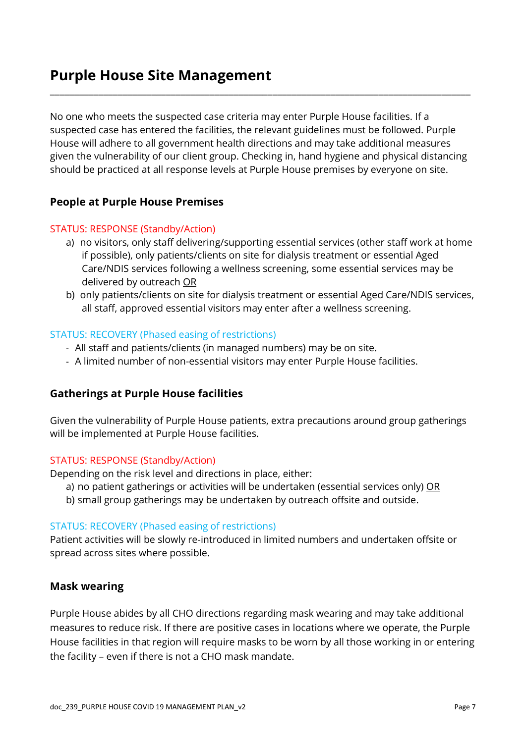# Purple House Site Management

No one who meets the suspected case criteria may enter Purple House facilities. If a suspected case has entered the facilities, the relevant guidelines must be followed. Purple House will adhere to all government health directions and may take additional measures given the vulnerability of our client group. Checking in, hand hygiene and physical distancing should be practiced at all response levels at Purple House premises by everyone on site.

### People at Purple House Premises

STATUS: RESPONSE (Standby/Action)

a) no visitors, only staff delivering/supporting essential services (other staff work at home if possible), only patients/clients on site for dialysis treatment or essential Aged Care/NDIS services following a wellness screening, some essential services may be delivered by outreach OR
b) only patients/clients on site for dialysis treatment or essential Aged Care/NDIS services, all staff, approved essential visitors may enter after a wellness screening.

STATUS: RECOVERY (Phased easing of restrictions)

- All staff and patients/clients (in managed numbers) may be on site.
- A limited number of non-essential visitors may enter Purple House facilities.

### Gatherings at Purple House facilities

Given the vulnerability of Purple House patients, extra precautions around group gatherings will be implemented at Purple House facilities.

STATUS: RESPONSE (Standby/Action)

Depending on the risk level and directions in place, either:

a) no patient gatherings or activities will be undertaken (essential services only) OR
b) small group gatherings may be undertaken by outreach offsite and outside.

STATUS: RECOVERY (Phased easing of restrictions)

Patient activities will be slowly re-introduced in limited numbers and undertaken offsite or spread across sites where possible.

### Mask wearing

Purple House abides by all CHO directions regarding mask wearing and may take additional measures to reduce risk. If there are positive cases in locations where we operate, the Purple House facilities in that region will require masks to be worn by all those working in or entering the facility – even if there is not a CHO mask mandate.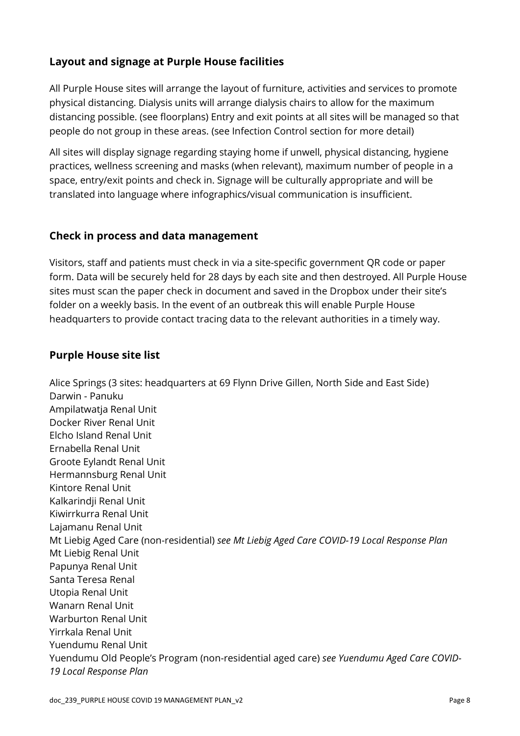## Layout and signage at Purple House facilities

All Purple House sites will arrange the layout of furniture, activities and services to promote physical distancing. Dialysis units will arrange dialysis chairs to allow for the maximum distancing possible. (see floorplans) Entry and exit points at all sites will be managed so that people do not group in these areas. (see Infection Control section for more detail)

All sites will display signage regarding staying home if unwell, physical distancing, hygiene practices, wellness screening and masks (when relevant), maximum number of people in a space, entry/exit points and check in. Signage will be culturally appropriate and will be translated into language where infographics/visual communication is insufficient.

## Check in process and data management

Visitors, staff and patients must check in via a site-specific government QR code or paper form. Data will be securely held for 28 days by each site and then destroyed. All Purple House sites must scan the paper check in document and saved in the Dropbox under their site's folder on a weekly basis. In the event of an outbreak this will enable Purple House headquarters to provide contact tracing data to the relevant authorities in a timely way.

## Purple House site list

Alice Springs (3 sites: headquarters at 69 Flynn Drive Gillen, North Side and East Side)
Darwin - Panuku
Ampilatwatja Renal Unit
Docker River Renal Unit
Elcho Island Renal Unit
Ernabella Renal Unit
Groote Eylandt Renal Unit
Hermannsburg Renal Unit
Kintore Renal Unit
Kalkarindji Renal Unit
Kiwirrkurra Renal Unit
Lajamanu Renal Unit
Mt Liebig Aged Care (non-residential) *see Mt Liebig Aged Care COVID-19 Local Response Plan*
Mt Liebig Renal Unit
Papunya Renal Unit
Santa Teresa Renal
Utopia Renal Unit
Wanarn Renal Unit
Warburton Renal Unit
Yirrkala Renal Unit
Yuendumu Renal Unit
Yuendumu Old People's Program (non-residential aged care) *see Yuendumu Aged Care COVID-19 Local Response Plan*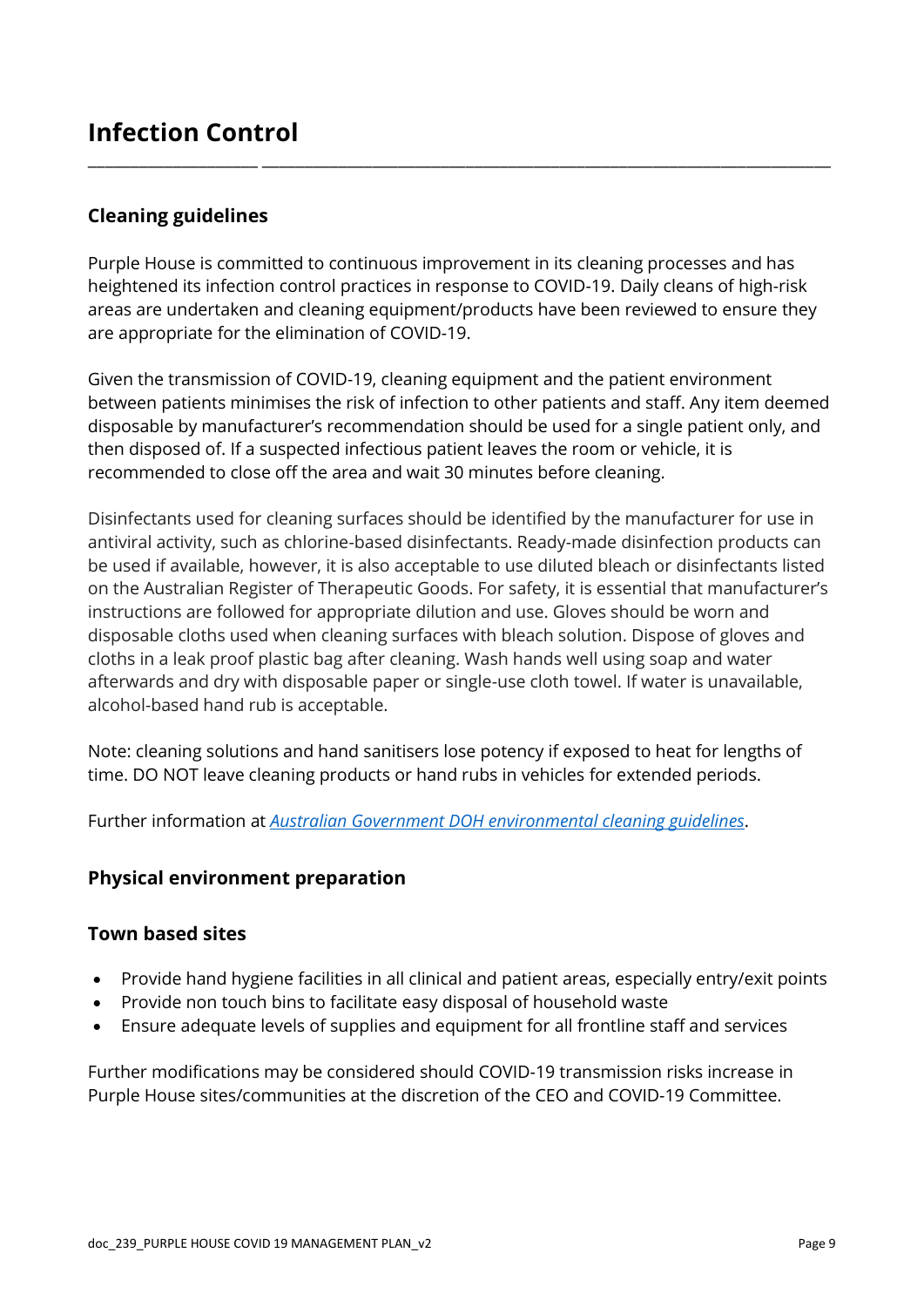# Infection Control

## Cleaning guidelines

Purple House is committed to continuous improvement in its cleaning processes and has heightened its infection control practices in response to COVID-19. Daily cleans of high-risk areas are undertaken and cleaning equipment/products have been reviewed to ensure they are appropriate for the elimination of COVID-19.

Given the transmission of COVID-19, cleaning equipment and the patient environment between patients minimises the risk of infection to other patients and staff. Any item deemed disposable by manufacturer's recommendation should be used for a single patient only, and then disposed of. If a suspected infectious patient leaves the room or vehicle, it is recommended to close off the area and wait 30 minutes before cleaning.

Disinfectants used for cleaning surfaces should be identified by the manufacturer for use in antiviral activity, such as chlorine-based disinfectants. Ready-made disinfection products can be used if available, however, it is also acceptable to use diluted bleach or disinfectants listed on the Australian Register of Therapeutic Goods. For safety, it is essential that manufacturer's instructions are followed for appropriate dilution and use. Gloves should be worn and disposable cloths used when cleaning surfaces with bleach solution. Dispose of gloves and cloths in a leak proof plastic bag after cleaning. Wash hands well using soap and water afterwards and dry with disposable paper or single-use cloth towel. If water is unavailable, alcohol-based hand rub is acceptable.

Note: cleaning solutions and hand sanitisers lose potency if exposed to heat for lengths of time. DO NOT leave cleaning products or hand rubs in vehicles for extended periods.

Further information at *Australian Government DOH environmental cleaning guidelines*.

## Physical environment preparation

### Town based sites

- Provide hand hygiene facilities in all clinical and patient areas, especially entry/exit points
- Provide non touch bins to facilitate easy disposal of household waste
- Ensure adequate levels of supplies and equipment for all frontline staff and services

Further modifications may be considered should COVID-19 transmission risks increase in Purple House sites/communities at the discretion of the CEO and COVID-19 Committee.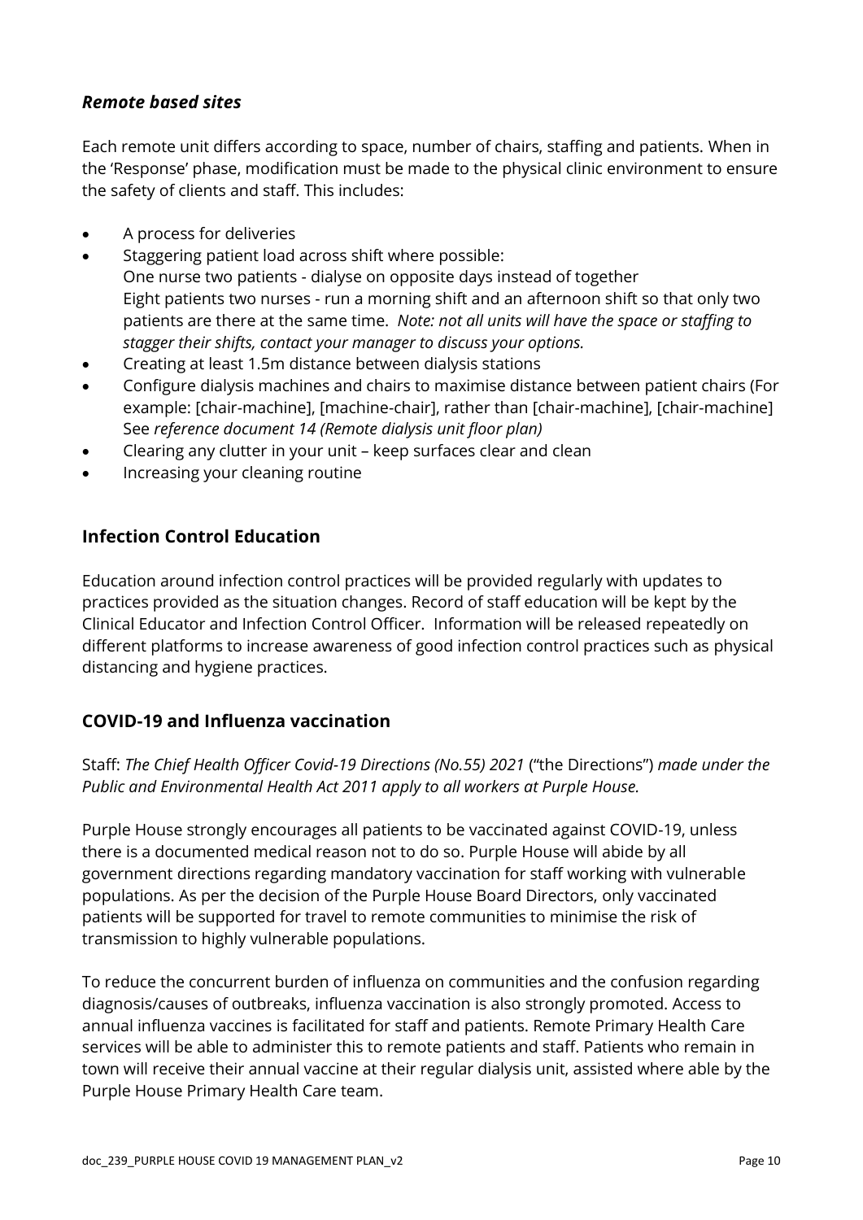### *Remote based sites*

Each remote unit differs according to space, number of chairs, staffing and patients. When in the 'Response' phase, modification must be made to the physical clinic environment to ensure the safety of clients and staff. This includes:

- A process for deliveries
- Staggering patient load across shift where possible:
  One nurse two patients - dialyse on opposite days instead of together
  Eight patients two nurses - run a morning shift and an afternoon shift so that only two patients are there at the same time. *Note: not all units will have the space or staffing to stagger their shifts, contact your manager to discuss your options.*
- Creating at least 1.5m distance between dialysis stations
- Configure dialysis machines and chairs to maximise distance between patient chairs (For example: [chair-machine], [machine-chair], rather than [chair-machine], [chair-machine] See *reference document 14 (Remote dialysis unit floor plan)*
- Clearing any clutter in your unit – keep surfaces clear and clean
- Increasing your cleaning routine

## Infection Control Education

Education around infection control practices will be provided regularly with updates to practices provided as the situation changes. Record of staff education will be kept by the Clinical Educator and Infection Control Officer. Information will be released repeatedly on different platforms to increase awareness of good infection control practices such as physical distancing and hygiene practices.

## COVID-19 and Influenza vaccination

Staff: *The Chief Health Officer Covid-19 Directions (No.55) 2021* ("the Directions") *made under the Public and Environmental Health Act 2011 apply to all workers at Purple House.*

Purple House strongly encourages all patients to be vaccinated against COVID-19, unless there is a documented medical reason not to do so. Purple House will abide by all government directions regarding mandatory vaccination for staff working with vulnerable populations. As per the decision of the Purple House Board Directors, only vaccinated patients will be supported for travel to remote communities to minimise the risk of transmission to highly vulnerable populations.

To reduce the concurrent burden of influenza on communities and the confusion regarding diagnosis/causes of outbreaks, influenza vaccination is also strongly promoted. Access to annual influenza vaccines is facilitated for staff and patients. Remote Primary Health Care services will be able to administer this to remote patients and staff. Patients who remain in town will receive their annual vaccine at their regular dialysis unit, assisted where able by the Purple House Primary Health Care team.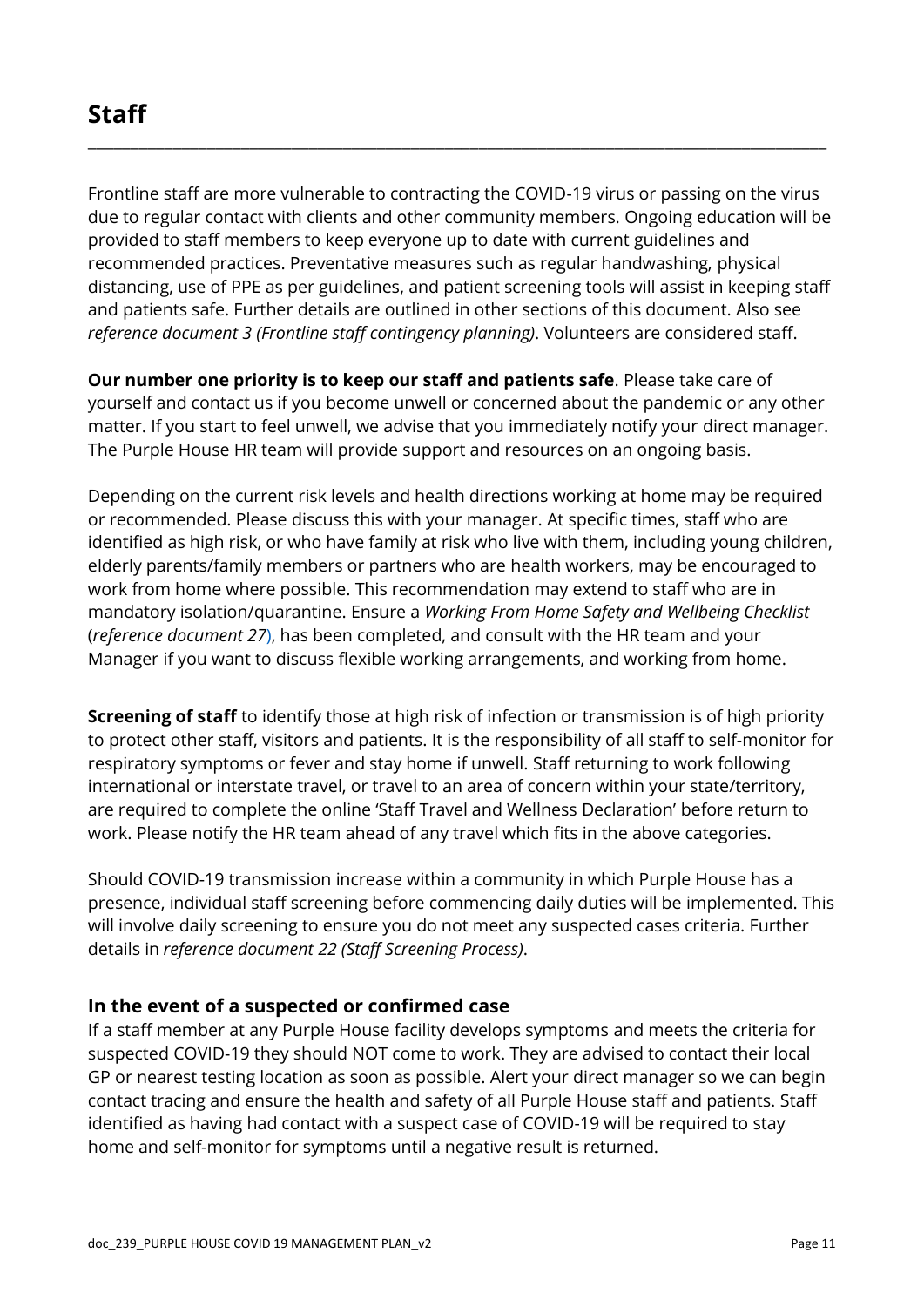# Staff

Frontline staff are more vulnerable to contracting the COVID-19 virus or passing on the virus due to regular contact with clients and other community members. Ongoing education will be provided to staff members to keep everyone up to date with current guidelines and recommended practices. Preventative measures such as regular handwashing, physical distancing, use of PPE as per guidelines, and patient screening tools will assist in keeping staff and patients safe. Further details are outlined in other sections of this document. Also see *reference document 3 (Frontline staff contingency planning)*. Volunteers are considered staff.

**Our number one priority is to keep our staff and patients safe**. Please take care of yourself and contact us if you become unwell or concerned about the pandemic or any other matter. If you start to feel unwell, we advise that you immediately notify your direct manager. The Purple House HR team will provide support and resources on an ongoing basis.

Depending on the current risk levels and health directions working at home may be required or recommended. Please discuss this with your manager. At specific times, staff who are identified as high risk, or who have family at risk who live with them, including young children, elderly parents/family members or partners who are health workers, may be encouraged to work from home where possible. This recommendation may extend to staff who are in mandatory isolation/quarantine. Ensure a *Working From Home Safety and Wellbeing Checklist* (*reference document 27*), has been completed, and consult with the HR team and your Manager if you want to discuss flexible working arrangements, and working from home.

**Screening of staff** to identify those at high risk of infection or transmission is of high priority to protect other staff, visitors and patients. It is the responsibility of all staff to self-monitor for respiratory symptoms or fever and stay home if unwell. Staff returning to work following international or interstate travel, or travel to an area of concern within your state/territory, are required to complete the online 'Staff Travel and Wellness Declaration' before return to work. Please notify the HR team ahead of any travel which fits in the above categories.

Should COVID-19 transmission increase within a community in which Purple House has a presence, individual staff screening before commencing daily duties will be implemented. This will involve daily screening to ensure you do not meet any suspected cases criteria. Further details in *reference document 22 (Staff Screening Process)*.

### In the event of a suspected or confirmed case

If a staff member at any Purple House facility develops symptoms and meets the criteria for suspected COVID-19 they should NOT come to work. They are advised to contact their local GP or nearest testing location as soon as possible. Alert your direct manager so we can begin contact tracing and ensure the health and safety of all Purple House staff and patients. Staff identified as having had contact with a suspect case of COVID-19 will be required to stay home and self-monitor for symptoms until a negative result is returned.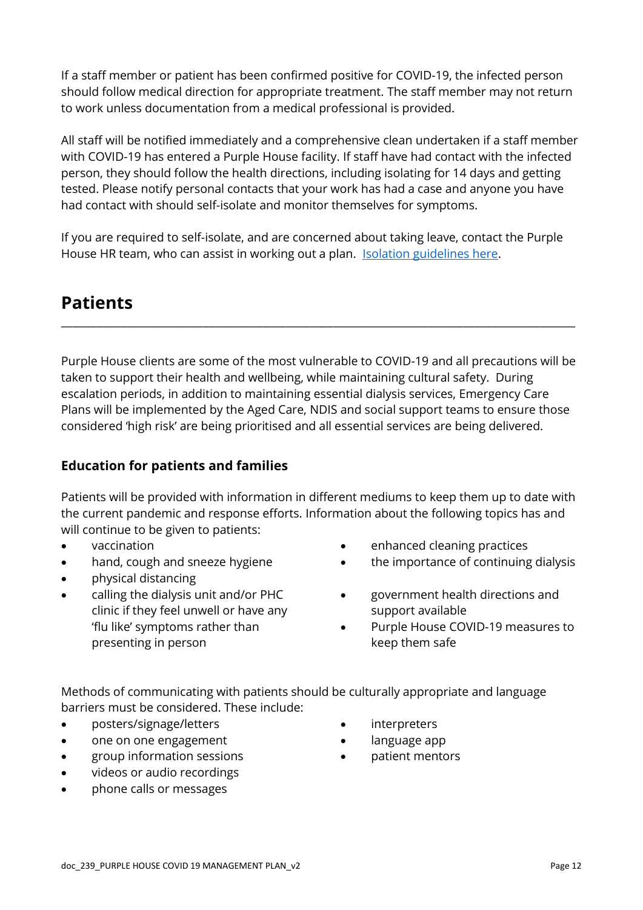If a staff member or patient has been confirmed positive for COVID-19, the infected person should follow medical direction for appropriate treatment. The staff member may not return to work unless documentation from a medical professional is provided.

All staff will be notified immediately and a comprehensive clean undertaken if a staff member with COVID-19 has entered a Purple House facility. If staff have had contact with the infected person, they should follow the health directions, including isolating for 14 days and getting tested. Please notify personal contacts that your work has had a case and anyone you have had contact with should self-isolate and monitor themselves for symptoms.

If you are required to self-isolate, and are concerned about taking leave, contact the Purple House HR team, who can assist in working out a plan. [Isolation guidelines here](#).

## Patients

Purple House clients are some of the most vulnerable to COVID-19 and all precautions will be taken to support their health and wellbeing, while maintaining cultural safety. During escalation periods, in addition to maintaining essential dialysis services, Emergency Care Plans will be implemented by the Aged Care, NDIS and social support teams to ensure those considered 'high risk' are being prioritised and all essential services are being delivered.

### Education for patients and families

Patients will be provided with information in different mediums to keep them up to date with the current pandemic and response efforts. Information about the following topics has and will continue to be given to patients:

- vaccination
- hand, cough and sneeze hygiene
- physical distancing
- calling the dialysis unit and/or PHC clinic if they feel unwell or have any 'flu like' symptoms rather than presenting in person
- enhanced cleaning practices
- the importance of continuing dialysis
- government health directions and support available
- Purple House COVID-19 measures to keep them safe

Methods of communicating with patients should be culturally appropriate and language barriers must be considered. These include:

- posters/signage/letters
- one on one engagement
- group information sessions
- videos or audio recordings
- phone calls or messages
- interpreters
- language app
- patient mentors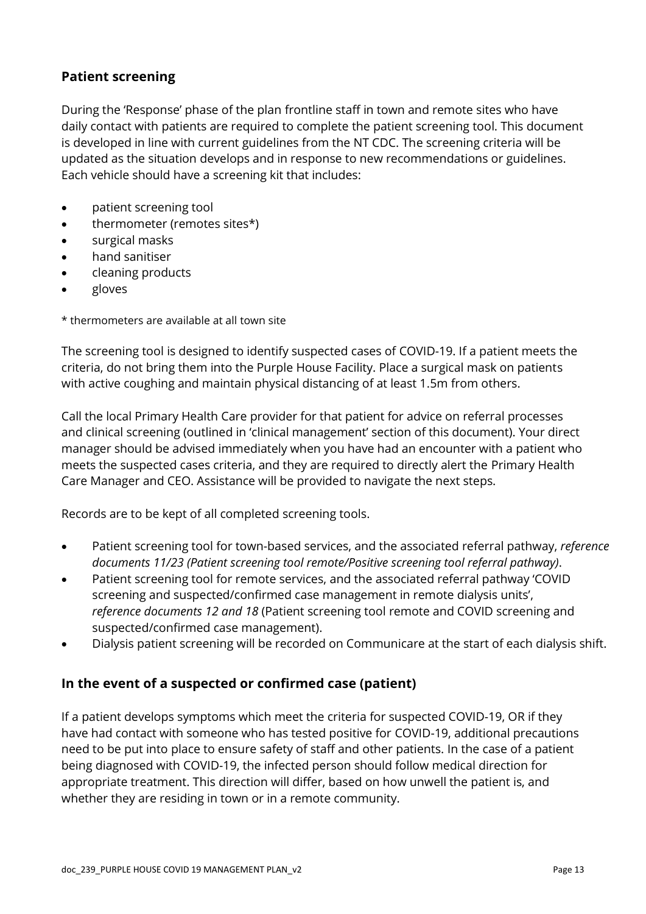## Patient screening

During the 'Response' phase of the plan frontline staff in town and remote sites who have daily contact with patients are required to complete the patient screening tool. This document is developed in line with current guidelines from the NT CDC. The screening criteria will be updated as the situation develops and in response to new recommendations or guidelines. Each vehicle should have a screening kit that includes:

- patient screening tool
- thermometer (remotes sites*)
- surgical masks
- hand sanitiser
- cleaning products
- gloves

* thermometers are available at all town site

The screening tool is designed to identify suspected cases of COVID-19. If a patient meets the criteria, do not bring them into the Purple House Facility. Place a surgical mask on patients with active coughing and maintain physical distancing of at least 1.5m from others.

Call the local Primary Health Care provider for that patient for advice on referral processes and clinical screening (outlined in 'clinical management' section of this document). Your direct manager should be advised immediately when you have had an encounter with a patient who meets the suspected cases criteria, and they are required to directly alert the Primary Health Care Manager and CEO. Assistance will be provided to navigate the next steps.

Records are to be kept of all completed screening tools.

- Patient screening tool for town-based services, and the associated referral pathway, *reference documents 11/23 (Patient screening tool remote/Positive screening tool referral pathway)*.
- Patient screening tool for remote services, and the associated referral pathway 'COVID screening and suspected/confirmed case management in remote dialysis units', *reference documents 12 and 18* (Patient screening tool remote and COVID screening and suspected/confirmed case management).
- Dialysis patient screening will be recorded on Communicare at the start of each dialysis shift.

## In the event of a suspected or confirmed case (patient)

If a patient develops symptoms which meet the criteria for suspected COVID-19, OR if they have had contact with someone who has tested positive for COVID-19, additional precautions need to be put into place to ensure safety of staff and other patients. In the case of a patient being diagnosed with COVID-19, the infected person should follow medical direction for appropriate treatment. This direction will differ, based on how unwell the patient is, and whether they are residing in town or in a remote community.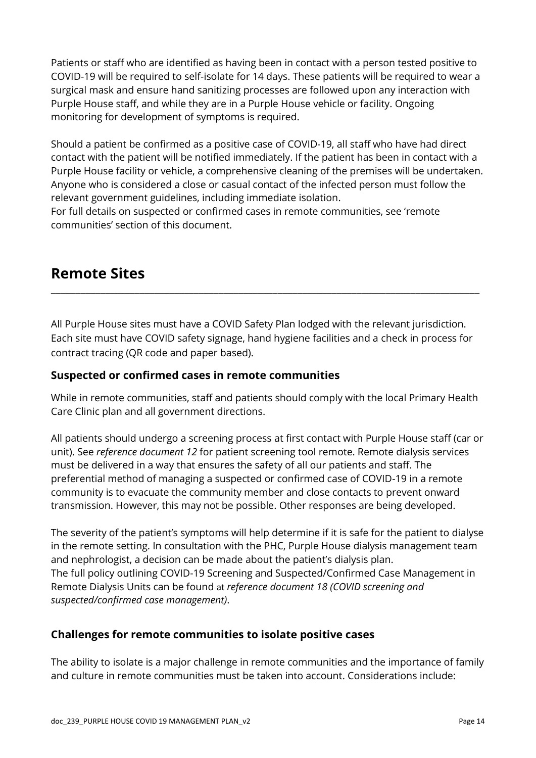Patients or staff who are identified as having been in contact with a person tested positive to COVID-19 will be required to self-isolate for 14 days. These patients will be required to wear a surgical mask and ensure hand sanitizing processes are followed upon any interaction with Purple House staff, and while they are in a Purple House vehicle or facility. Ongoing monitoring for development of symptoms is required.

Should a patient be confirmed as a positive case of COVID-19, all staff who have had direct contact with the patient will be notified immediately. If the patient has been in contact with a Purple House facility or vehicle, a comprehensive cleaning of the premises will be undertaken. Anyone who is considered a close or casual contact of the infected person must follow the relevant government guidelines, including immediate isolation.
For full details on suspected or confirmed cases in remote communities, see 'remote communities' section of this document.

## Remote Sites

All Purple House sites must have a COVID Safety Plan lodged with the relevant jurisdiction. Each site must have COVID safety signage, hand hygiene facilities and a check in process for contract tracing (QR code and paper based).

### Suspected or confirmed cases in remote communities

While in remote communities, staff and patients should comply with the local Primary Health Care Clinic plan and all government directions.

All patients should undergo a screening process at first contact with Purple House staff (car or unit). See *reference document 12* for patient screening tool remote. Remote dialysis services must be delivered in a way that ensures the safety of all our patients and staff. The preferential method of managing a suspected or confirmed case of COVID-19 in a remote community is to evacuate the community member and close contacts to prevent onward transmission. However, this may not be possible. Other responses are being developed.

The severity of the patient's symptoms will help determine if it is safe for the patient to dialyse in the remote setting. In consultation with the PHC, Purple House dialysis management team and nephrologist, a decision can be made about the patient's dialysis plan.
The full policy outlining COVID-19 Screening and Suspected/Confirmed Case Management in Remote Dialysis Units can be found at *reference document 18 (COVID screening and suspected/confirmed case management)*.

### Challenges for remote communities to isolate positive cases

The ability to isolate is a major challenge in remote communities and the importance of family and culture in remote communities must be taken into account. Considerations include: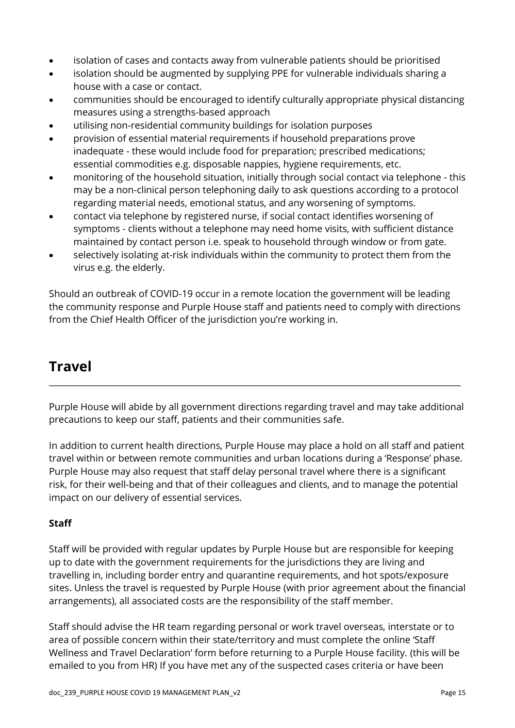- isolation of cases and contacts away from vulnerable patients should be prioritised
- isolation should be augmented by supplying PPE for vulnerable individuals sharing a house with a case or contact.
- communities should be encouraged to identify culturally appropriate physical distancing measures using a strengths-based approach
- utilising non-residential community buildings for isolation purposes
- provision of essential material requirements if household preparations prove inadequate - these would include food for preparation; prescribed medications; essential commodities e.g. disposable nappies, hygiene requirements, etc.
- monitoring of the household situation, initially through social contact via telephone - this may be a non-clinical person telephoning daily to ask questions according to a protocol regarding material needs, emotional status, and any worsening of symptoms.
- contact via telephone by registered nurse, if social contact identifies worsening of symptoms - clients without a telephone may need home visits, with sufficient distance maintained by contact person i.e. speak to household through window or from gate.
- selectively isolating at-risk individuals within the community to protect them from the virus e.g. the elderly.

Should an outbreak of COVID-19 occur in a remote location the government will be leading the community response and Purple House staff and patients need to comply with directions from the Chief Health Officer of the jurisdiction you're working in.

# Travel

Purple House will abide by all government directions regarding travel and may take additional precautions to keep our staff, patients and their communities safe.

In addition to current health directions, Purple House may place a hold on all staff and patient travel within or between remote communities and urban locations during a 'Response' phase. Purple House may also request that staff delay personal travel where there is a significant risk, for their well-being and that of their colleagues and clients, and to manage the potential impact on our delivery of essential services.

**Staff**

Staff will be provided with regular updates by Purple House but are responsible for keeping up to date with the government requirements for the jurisdictions they are living and travelling in, including border entry and quarantine requirements, and hot spots/exposure sites. Unless the travel is requested by Purple House (with prior agreement about the financial arrangements), all associated costs are the responsibility of the staff member.

Staff should advise the HR team regarding personal or work travel overseas, interstate or to area of possible concern within their state/territory and must complete the online 'Staff Wellness and Travel Declaration' form before returning to a Purple House facility. (this will be emailed to you from HR) If you have met any of the suspected cases criteria or have been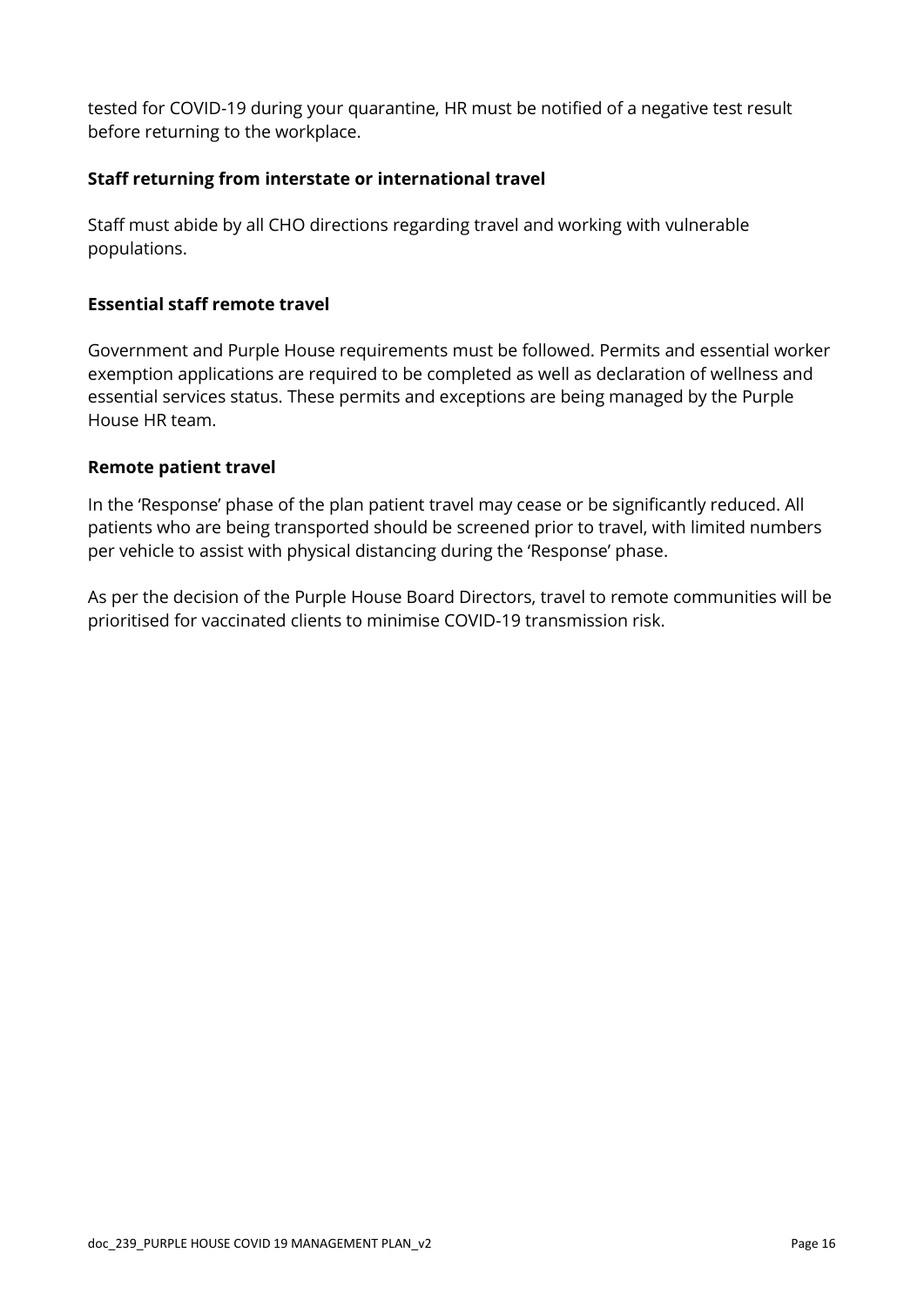tested for COVID-19 during your quarantine, HR must be notified of a negative test result before returning to the workplace.

**Staff returning from interstate or international travel**

Staff must abide by all CHO directions regarding travel and working with vulnerable populations.

**Essential staff remote travel**

Government and Purple House requirements must be followed. Permits and essential worker exemption applications are required to be completed as well as declaration of wellness and essential services status. These permits and exceptions are being managed by the Purple House HR team.

**Remote patient travel**

In the 'Response' phase of the plan patient travel may cease or be significantly reduced. All patients who are being transported should be screened prior to travel, with limited numbers per vehicle to assist with physical distancing during the 'Response' phase.

As per the decision of the Purple House Board Directors, travel to remote communities will be prioritised for vaccinated clients to minimise COVID-19 transmission risk.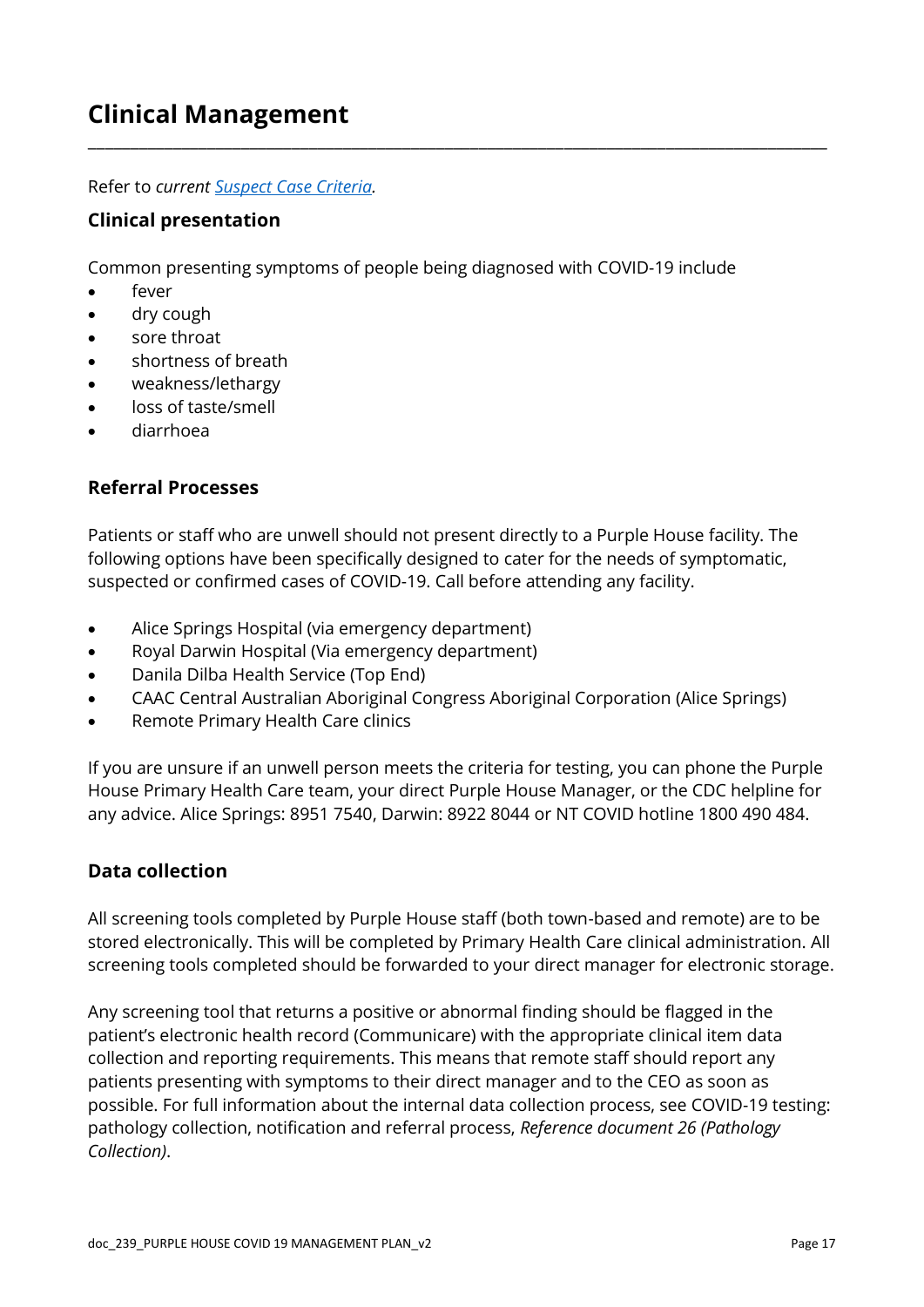# Clinical Management

Refer to *current* [*Suspect Case Criteria*].

## Clinical presentation

Common presenting symptoms of people being diagnosed with COVID-19 include

- fever
- dry cough
- sore throat
- shortness of breath
- weakness/lethargy
- loss of taste/smell
- diarrhoea

## Referral Processes

Patients or staff who are unwell should not present directly to a Purple House facility. The following options have been specifically designed to cater for the needs of symptomatic, suspected or confirmed cases of COVID-19. Call before attending any facility.

- Alice Springs Hospital (via emergency department)
- Royal Darwin Hospital (Via emergency department)
- Danila Dilba Health Service (Top End)
- CAAC Central Australian Aboriginal Congress Aboriginal Corporation (Alice Springs)
- Remote Primary Health Care clinics

If you are unsure if an unwell person meets the criteria for testing, you can phone the Purple House Primary Health Care team, your direct Purple House Manager, or the CDC helpline for any advice. Alice Springs: 8951 7540, Darwin: 8922 8044 or NT COVID hotline 1800 490 484.

## Data collection

All screening tools completed by Purple House staff (both town-based and remote) are to be stored electronically. This will be completed by Primary Health Care clinical administration. All screening tools completed should be forwarded to your direct manager for electronic storage.

Any screening tool that returns a positive or abnormal finding should be flagged in the patient's electronic health record (Communicare) with the appropriate clinical item data collection and reporting requirements. This means that remote staff should report any patients presenting with symptoms to their direct manager and to the CEO as soon as possible. For full information about the internal data collection process, see COVID-19 testing: pathology collection, notification and referral process, *Reference document 26 (Pathology Collection)*.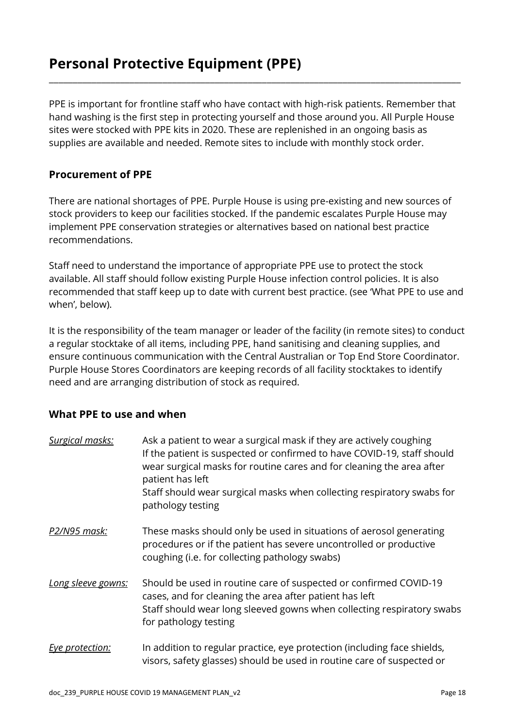# Personal Protective Equipment (PPE)

PPE is important for frontline staff who have contact with high-risk patients. Remember that hand washing is the first step in protecting yourself and those around you. All Purple House sites were stocked with PPE kits in 2020. These are replenished in an ongoing basis as supplies are available and needed. Remote sites to include with monthly stock order.

### Procurement of PPE

There are national shortages of PPE. Purple House is using pre-existing and new sources of stock providers to keep our facilities stocked. If the pandemic escalates Purple House may implement PPE conservation strategies or alternatives based on national best practice recommendations.

Staff need to understand the importance of appropriate PPE use to protect the stock available. All staff should follow existing Purple House infection control policies. It is also recommended that staff keep up to date with current best practice. (see 'What PPE to use and when', below).

It is the responsibility of the team manager or leader of the facility (in remote sites) to conduct a regular stocktake of all items, including PPE, hand sanitising and cleaning supplies, and ensure continuous communication with the Central Australian or Top End Store Coordinator. Purple House Stores Coordinators are keeping records of all facility stocktakes to identify need and are arranging distribution of stock as required.

### What PPE to use and when

*Surgical masks:*
Ask a patient to wear a surgical mask if they are actively coughing
If the patient is suspected or confirmed to have COVID-19, staff should wear surgical masks for routine cares and for cleaning the area after patient has left
Staff should wear surgical masks when collecting respiratory swabs for pathology testing

*P2/N95 mask:*
These masks should only be used in situations of aerosol generating procedures or if the patient has severe uncontrolled or productive coughing (i.e. for collecting pathology swabs)

*Long sleeve gowns:*
Should be used in routine care of suspected or confirmed COVID-19 cases, and for cleaning the area after patient has left
Staff should wear long sleeved gowns when collecting respiratory swabs for pathology testing

*Eye protection:*
In addition to regular practice, eye protection (including face shields, visors, safety glasses) should be used in routine care of suspected or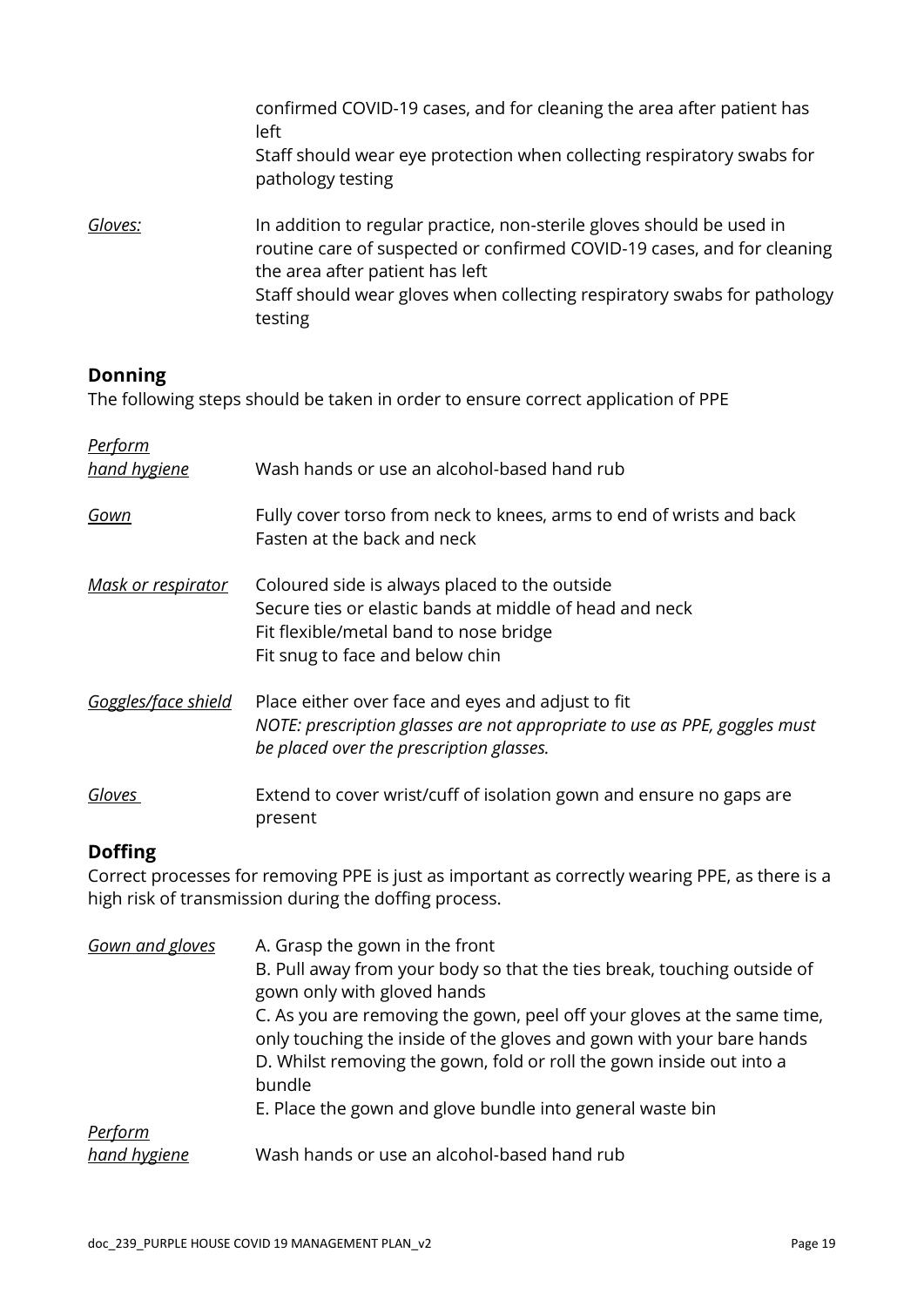confirmed COVID-19 cases, and for cleaning the area after patient has left
Staff should wear eye protection when collecting respiratory swabs for pathology testing

| | |
|---|---|
| *Gloves:* | In addition to regular practice, non-sterile gloves should be used in routine care of suspected or confirmed COVID-19 cases, and for cleaning the area after patient has left<br>Staff should wear gloves when collecting respiratory swabs for pathology testing |

## Donning

The following steps should be taken in order to ensure correct application of PPE

| | |
|---|---|
| *Perform hand hygiene* | Wash hands or use an alcohol-based hand rub |
| *Gown* | Fully cover torso from neck to knees, arms to end of wrists and back<br>Fasten at the back and neck |
| *Mask or respirator* | Coloured side is always placed to the outside<br>Secure ties or elastic bands at middle of head and neck<br>Fit flexible/metal band to nose bridge<br>Fit snug to face and below chin |
| *Goggles/face shield* | Place either over face and eyes and adjust to fit<br>*NOTE: prescription glasses are not appropriate to use as PPE, goggles must be placed over the prescription glasses.* |
| *Gloves* | Extend to cover wrist/cuff of isolation gown and ensure no gaps are present |

## Doffing

Correct processes for removing PPE is just as important as correctly wearing PPE, as there is a high risk of transmission during the doffing process.

| | |
|---|---|
| *Gown and gloves* | A. Grasp the gown in the front<br>B. Pull away from your body so that the ties break, touching outside of gown only with gloved hands<br>C. As you are removing the gown, peel off your gloves at the same time, only touching the inside of the gloves and gown with your bare hands<br>D. Whilst removing the gown, fold or roll the gown inside out into a bundle<br>E. Place the gown and glove bundle into general waste bin |
| *Perform hand hygiene* | Wash hands or use an alcohol-based hand rub |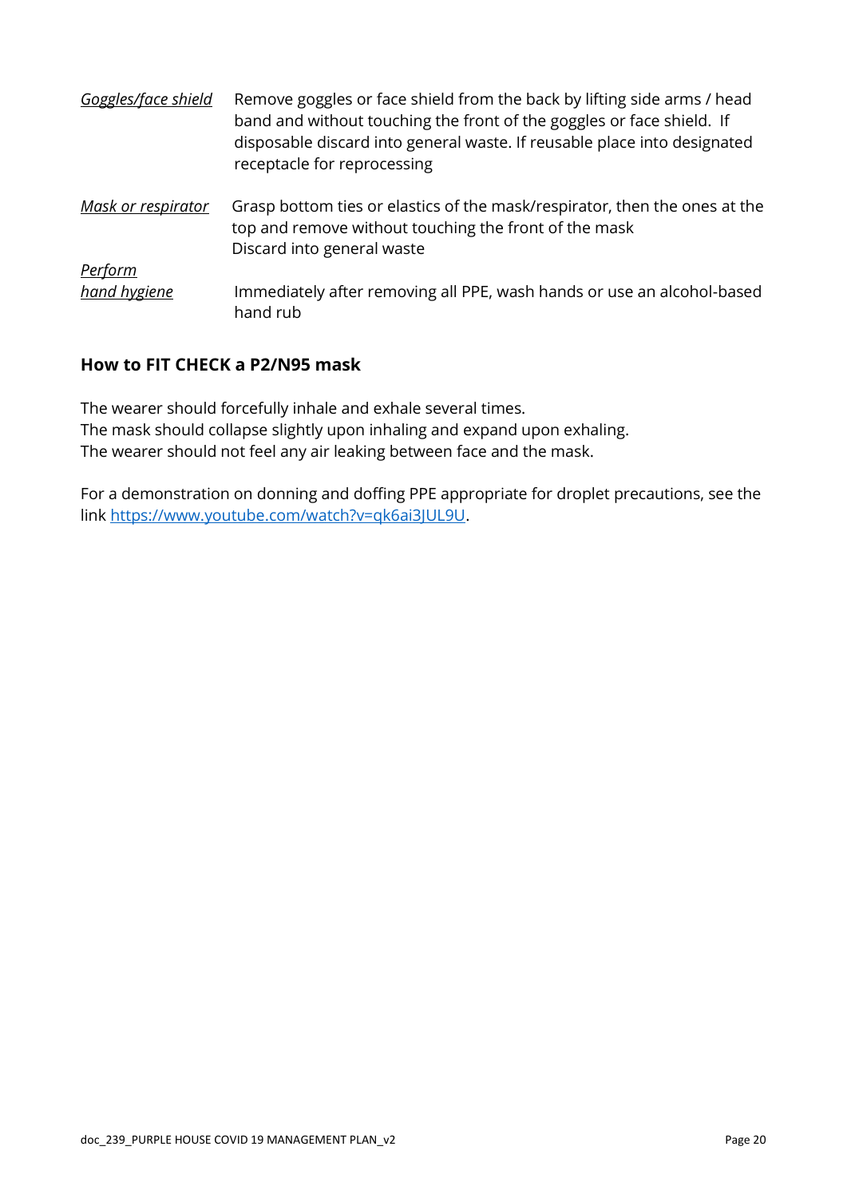| | |
|---|---|
| *Goggles/face shield* | Remove goggles or face shield from the back by lifting side arms / head band and without touching the front of the goggles or face shield. If disposable discard into general waste. If reusable place into designated receptacle for reprocessing |
| *Mask or respirator* | Grasp bottom ties or elastics of the mask/respirator, then the ones at the top and remove without touching the front of the mask<br>Discard into general waste |
| *Perform hand hygiene* | Immediately after removing all PPE, wash hands or use an alcohol-based hand rub |

### How to FIT CHECK a P2/N95 mask

The wearer should forcefully inhale and exhale several times.
The mask should collapse slightly upon inhaling and expand upon exhaling.
The wearer should not feel any air leaking between face and the mask.

For a demonstration on donning and doffing PPE appropriate for droplet precautions, see the link [https://www.youtube.com/watch?v=qk6ai3JUL9U](https://www.youtube.com/watch?v=qk6ai3JUL9U).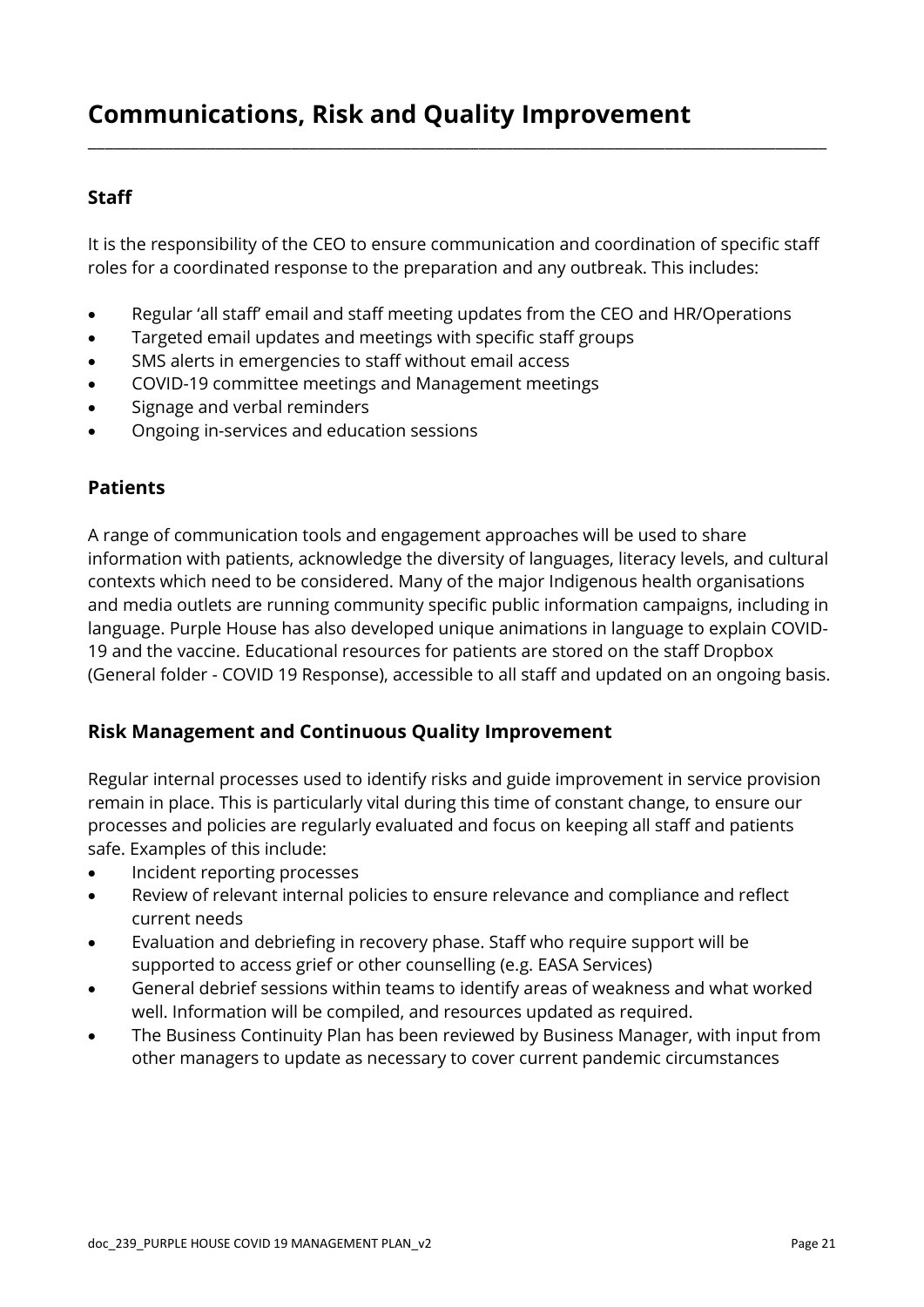# Communications, Risk and Quality Improvement

## Staff

It is the responsibility of the CEO to ensure communication and coordination of specific staff roles for a coordinated response to the preparation and any outbreak. This includes:

- Regular 'all staff' email and staff meeting updates from the CEO and HR/Operations
- Targeted email updates and meetings with specific staff groups
- SMS alerts in emergencies to staff without email access
- COVID-19 committee meetings and Management meetings
- Signage and verbal reminders
- Ongoing in-services and education sessions

## Patients

A range of communication tools and engagement approaches will be used to share information with patients, acknowledge the diversity of languages, literacy levels, and cultural contexts which need to be considered. Many of the major Indigenous health organisations and media outlets are running community specific public information campaigns, including in language. Purple House has also developed unique animations in language to explain COVID-19 and the vaccine. Educational resources for patients are stored on the staff Dropbox (General folder - COVID 19 Response), accessible to all staff and updated on an ongoing basis.

## Risk Management and Continuous Quality Improvement

Regular internal processes used to identify risks and guide improvement in service provision remain in place. This is particularly vital during this time of constant change, to ensure our processes and policies are regularly evaluated and focus on keeping all staff and patients safe. Examples of this include:

- Incident reporting processes
- Review of relevant internal policies to ensure relevance and compliance and reflect current needs
- Evaluation and debriefing in recovery phase. Staff who require support will be supported to access grief or other counselling (e.g. EASA Services)
- General debrief sessions within teams to identify areas of weakness and what worked well. Information will be compiled, and resources updated as required.
- The Business Continuity Plan has been reviewed by Business Manager, with input from other managers to update as necessary to cover current pandemic circumstances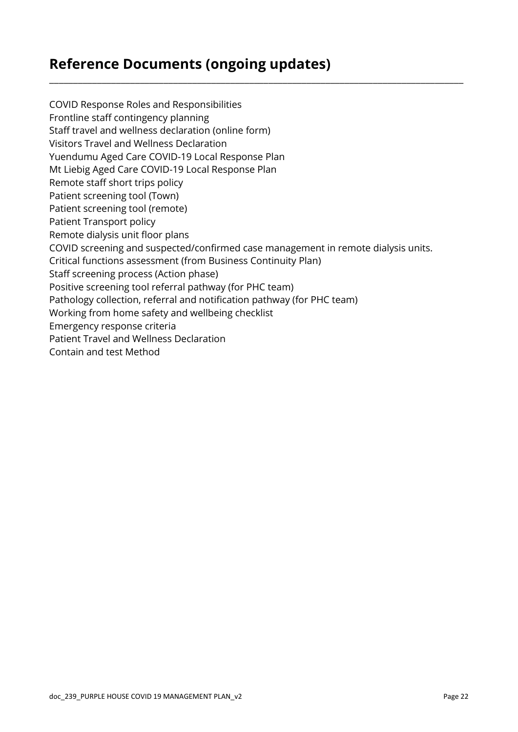## Reference Documents (ongoing updates)

COVID Response Roles and Responsibilities
Frontline staff contingency planning
Staff travel and wellness declaration (online form)
Visitors Travel and Wellness Declaration
Yuendumu Aged Care COVID-19 Local Response Plan
Mt Liebig Aged Care COVID-19 Local Response Plan
Remote staff short trips policy
Patient screening tool (Town)
Patient screening tool (remote)
Patient Transport policy
Remote dialysis unit floor plans
COVID screening and suspected/confirmed case management in remote dialysis units.
Critical functions assessment (from Business Continuity Plan)
Staff screening process (Action phase)
Positive screening tool referral pathway (for PHC team)
Pathology collection, referral and notification pathway (for PHC team)
Working from home safety and wellbeing checklist
Emergency response criteria
Patient Travel and Wellness Declaration
Contain and test Method